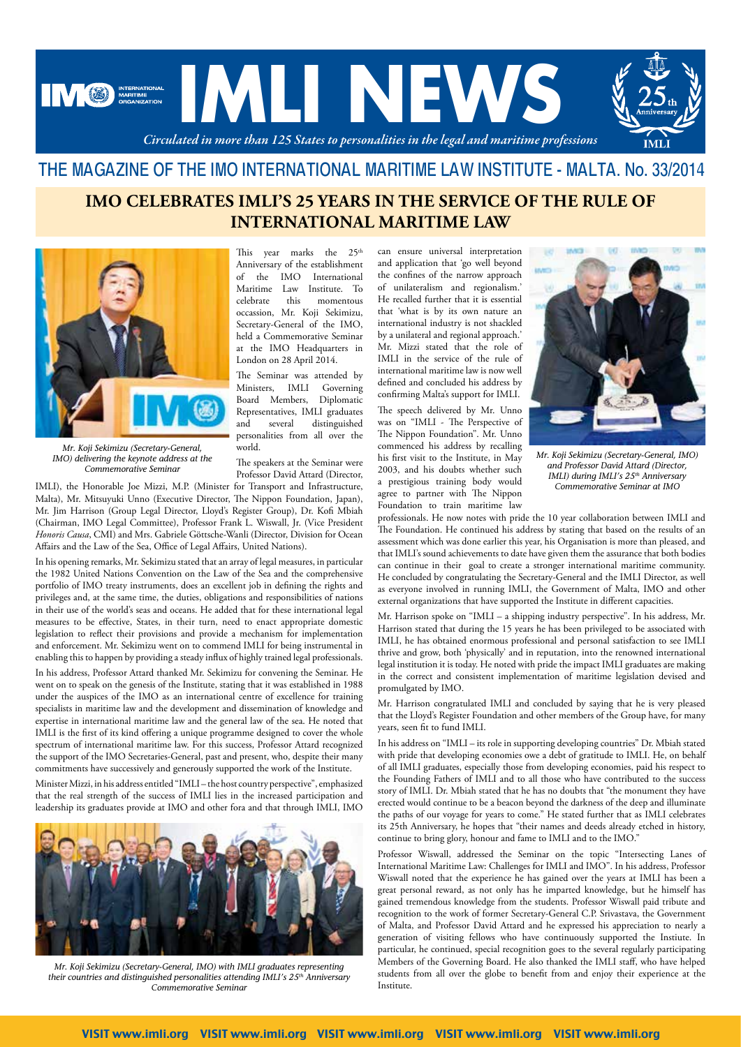# IMLI NEWS

*Circulated in more than 125 States to personalities in the legal and maritime professions*

## THE MAGAZINE OF THE IMO INTERNATIONAL MARITIME LAW INSTITUTE - MALTA. No. 33/2014

## IMO CELEBRATES IMLI'S 25 YEARS IN THE SERVICE OF THE RULE OF INTERNATIONAL MARITIME LAW

*Mr. Koji Sekimizu (Secretary-General, IMO) delivering the keynote address at the Commemorative Seminar*

This year marks the 25th Anniversary of the establishment of the IMO International Maritime Law Institute. To celebrate this momentous occassion, Mr. Koji Sekimizu, Secretary-General of the IMO, held a Commemorative Seminar at the IMO Headquarters in London on 28 April 2014.

The Seminar was attended by Ministers, IMLI Governing Board Members, Diplomatic Representatives, IMLI graduates and several distinguished personalities from all over the world.

The speakers at the Seminar were Professor David Attard (Director, IMLI), the Honorable Joe Mizzi, M.P. (Minister for Transport and Infrastructure, Malta), Mr. Mitsuyuki Unno (Executive Director, The Nippon Foundation, Japan), Mr. Jim Harrison (Group Legal Director, Lloyd's Register Group), Dr. Kofi Mbiah (Chairman, IMO Legal Committee), Professor Frank L. Wiswall, Jr. (Vice President *Honoris Causa*, CMI) and Mrs. Gabriele Göttsche-Wanli (Director, Division for Ocean Affairs and the Law of the Sea, Office of Legal Affairs, United Nations).

In his opening remarks, Mr. Sekimizu stated that an array of legal measures, in particular the 1982 United Nations Convention on the Law of the Sea and the comprehensive portfolio of IMO treaty instruments, does an excellent job in defining the rights and privileges and, at the same time, the duties, obligations and responsibilities of nations in their use of the world's seas and oceans. He added that for these international legal measures to be effective, States, in their turn, need to enact appropriate domestic legislation to reflect their provisions and provide a mechanism for implementation and enforcement. Mr. Sekimizu went on to commend IMLI for being instrumental in enabling this to happen by providing a steady influx of highly trained legal professionals.

In his address, Professor Attard thanked Mr. Sekimizu for convening the Seminar. He went on to speak on the genesis of the Institute, stating that it was established in 1988 under the auspices of the IMO as an international centre of excellence for training specialists in maritime law and the development and dissemination of knowledge and expertise in international maritime law and the general law of the sea. He noted that IMLI is the first of its kind offering a unique programme designed to cover the whole spectrum of international maritime law. For this success, Professor Attard recognized the support of the IMO Secretaries-General, past and present, who, despite their many commitments have successively and generously supported the work of the Institute.

Minister Mizzi, in his address entitled "IMLI – the host country perspective", emphasized that the real strength of the success of IMLI lies in the increased participation and leadership its graduates provide at IMO and other fora and that through IMLI, IMO can ensure universal interpretation and application that 'go well beyond the confines of the narrow approach of unilateralism and regionalism.' He recalled further that it is essential that 'what is by its own nature an international industry is not shackled by a unilateral and regional approach.' Mr. Mizzi stated that the role of IMLI in the service of the rule of international maritime law is now well defined and concluded his address by confirming Malta's support for IMLI.

*Mr. Koji Sekimizu (Secretary-General, IMO) with IMLI graduates representing their countries and distinguished personalities attending IMLI's 25th Anniversary Commemorative Seminar*

The speech delivered by Mr. Unno was on "IMLI - The Perspective of The Nippon Foundation". Mr. Unno commenced his address by recalling his first visit to the Institute, in May 2003, and his doubts whether such a prestigious training body would agree to partner with The Nippon Foundation to train maritime law professionals. He now notes with pride the 10 year collaboration between IMLI and The Foundation. He continued his address by stating that based on the results of an assessment which was done earlier this year, his Organisation is more than pleased, and that IMLI's sound achievements to date have given them the assurance that both bodies can continue in their goal to create a stronger international maritime community. He concluded by congratulating the Secretary-General and the IMLI Director, as well as everyone involved in running IMLI, the Government of Malta, IMO and other external organizations that have supported the Institute in different capacities.

*Mr. Koji Sekimizu (Secretary-General, IMO) and Professor David Attard (Director, IMLI) during IMLI's 25th Anniversary Commemorative Seminar at IMO*

Mr. Harrison spoke on "IMLI – a shipping industry perspective". In his address, Mr. Harrison stated that during the 15 years he has been privileged to be associated with IMLI, he has obtained enormous professional and personal satisfaction to see IMLI thrive and grow, both 'physically' and in reputation, into the renowned international legal institution it is today. He noted with pride the impact IMLI graduates are making in the correct and consistent implementation of maritime legislation devised and promulgated by IMO.

Mr. Harrison congratulated IMLI and concluded by saying that he is very pleased that the Lloyd's Register Foundation and other members of the Group have, for many years, seen fit to fund IMLI.

In his address on "IMLI – its role in supporting developing countries" Dr. Mbiah stated with pride that developing economies owe a debt of gratitude to IMLI. He, on behalf of all IMLI graduates, especially those from developing economies, paid his respect to the Founding Fathers of IMLI and to all those who have contributed to the success story of IMLI. Dr. Mbiah stated that he has no doubts that "the monument they have erected would continue to be a beacon beyond the darkness of the deep and illuminate the paths of our voyage for years to come." He stated further that as IMLI celebrates its 25th Anniversary, he hopes that "their names and deeds already etched in history, continue to bring glory, honour and fame to IMLI and to the IMO."

Professor Wiswall, addressed the Seminar on the topic "Intersecting Lanes of International Maritime Law: Challenges for IMLI and IMO". In his address, Professor Wiswall noted that the experience he has gained over the years at IMLI has been a great personal reward, as not only has he imparted knowledge, but he himself has gained tremendous knowledge from the students. Professor Wiswall paid tribute and recognition to the work of former Secretary-General C.P. Srivastava, the Government of Malta, and Professor David Attard and he expressed his appreciation to nearly a generation of visiting fellows who have continuously supported the Instiute. In particular, he continued, special recognition goes to the several regularly participating Members of the Governing Board. He also thanked the IMLI staff, who have helped students from all over the globe to benefit from and enjoy their experience at the Institute.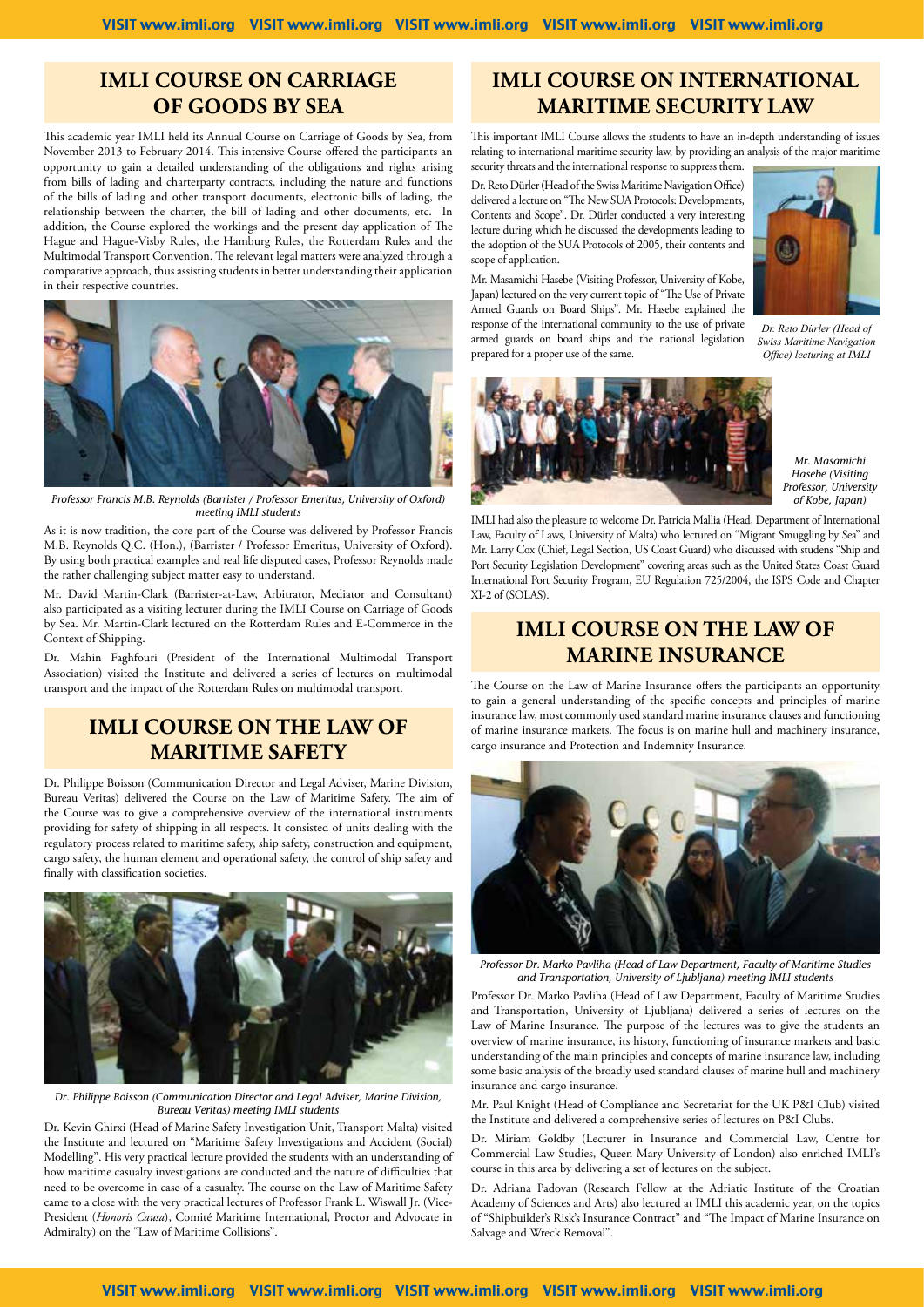## IMLI COURSE ON CARRIAGE OF GOODS BY SEA

This academic year IMLI held its Annual Course on Carriage of Goods by Sea, from November 2013 to February 2014. This intensive Course offered the participants an opportunity to gain a detailed understanding of the obligations and rights arising from bills of lading and charterparty contracts, including the nature and functions of the bills of lading and other transport documents, electronic bills of lading, the relationship between the charter, the bill of lading and other documents, etc. In addition, the Course explored the workings and the present day application of The Hague and Hague-Visby Rules, the Hamburg Rules, the Rotterdam Rules and the Multimodal Transport Convention. The relevant legal matters were analyzed through a comparative approach, thus assisting students in better understanding their application in their respective countries.

*Professor Francis M.B. Reynolds (Barrister / Professor Emeritus, University of Oxford) meeting IMLI students*

As it is now tradition, the core part of the Course was delivered by Professor Francis M.B. Reynolds Q.C. (Hon.), (Barrister / Professor Emeritus, University of Oxford). By using both practical examples and real life disputed cases, Professor Reynolds made the rather challenging subject matter easy to understand.

Mr. David Martin-Clark (Barrister-at-Law, Arbitrator, Mediator and Consultant) also participated as a visiting lecturer during the IMLI Course on Carriage of Goods by Sea. Mr. Martin-Clark lectured on the Rotterdam Rules and E-Commerce in the Context of Shipping.

Dr. Mahin Faghfouri (President of the International Multimodal Transport Association) visited the Institute and delivered a series of lectures on multimodal transport and the impact of the Rotterdam Rules on multimodal transport.

## IMLI COURSE ON THE LAW OF MARITIME SAFETY

Dr. Philippe Boisson (Communication Director and Legal Adviser, Marine Division, Bureau Veritas) delivered the Course on the Law of Maritime Safety. The aim of the Course was to give a comprehensive overview of the international instruments providing for safety of shipping in all respects. It consisted of units dealing with the regulatory process related to maritime safety, ship safety, construction and equipment, cargo safety, the human element and operational safety, the control of ship safety and finally with classification societies.

*Dr. Philippe Boisson (Communication Director and Legal Adviser, Marine Division, Bureau Veritas) meeting IMLI students*

Dr. Kevin Ghirxi (Head of Marine Safety Investigation Unit, Transport Malta) visited the Institute and lectured on "Maritime Safety Investigations and Accident (Social) Modelling". His very practical lecture provided the students with an understanding of how maritime casualty investigations are conducted and the nature of difficulties that need to be overcome in case of a casualty. The course on the Law of Maritime Safety came to a close with the very practical lectures of Professor Frank L. Wiswall Jr. (Vice-President (*Honoris Causa*), Comité Maritime International, Proctor and Advocate in Admiralty) on the "Law of Maritime Collisions".

## IMLI COURSE ON INTERNATIONAL MARITIME SECURITY LAW

This important IMLI Course allows the students to have an in-depth understanding of issues relating to international maritime security law, by providing an analysis of the major maritime security threats and the international response to suppress them.

Dr. Reto Dürler (Head of the Swiss Maritime Navigation Office) delivered a lecture on "The New SUA Protocols: Developments, Contents and Scope". Dr. Dürler conducted a very interesting lecture during which he discussed the developments leading to the adoption of the SUA Protocols of 2005, their contents and scope of application.

Mr. Masamichi Hasebe (Visiting Professor, University of Kobe, Japan) lectured on the very current topic of "The Use of Private Armed Guards on Board Ships". Mr. Hasebe explained the response of the international community to the use of private armed guards on board ships and the national legislation prepared for a proper use of the same.

*Dr. Reto Dürler (Head of Swiss Maritime Navigation Office) lecturing at IMLI*

*Mr. Masamichi Hasebe (Visiting Professor, University of Kobe, Japan)*

IMLI had also the pleasure to welcome Dr. Patricia Mallia (Head, Department of International Law, Faculty of Laws, University of Malta) who lectured on "Migrant Smuggling by Sea" and Mr. Larry Cox (Chief, Legal Section, US Coast Guard) who discussed with studens "Ship and Port Security Legislation Development" covering areas such as the United States Coast Guard International Port Security Program, EU Regulation 725/2004, the ISPS Code and Chapter XI-2 of (SOLAS).

## IMLI COURSE ON THE LAW OF MARINE INSURANCE

The Course on the Law of Marine Insurance offers the participants an opportunity to gain a general understanding of the specific concepts and principles of marine insurance law, most commonly used standard marine insurance clauses and functioning of marine insurance markets. The focus is on marine hull and machinery insurance, cargo insurance and Protection and Indemnity Insurance.

*Professor Dr. Marko Pavliha (Head of Law Department, Faculty of Maritime Studies and Transportation, University of Ljubljana) meeting IMLI students*

Professor Dr. Marko Pavliha (Head of Law Department, Faculty of Maritime Studies and Transportation, University of Ljubljana) delivered a series of lectures on the Law of Marine Insurance. The purpose of the lectures was to give the students an overview of marine insurance, its history, functioning of insurance markets and basic understanding of the main principles and concepts of marine insurance law, including some basic analysis of the broadly used standard clauses of marine hull and machinery insurance and cargo insurance.

Mr. Paul Knight (Head of Compliance and Secretariat for the UK P&I Club) visited the Institute and delivered a comprehensive series of lectures on P&I Clubs.

Dr. Miriam Goldby (Lecturer in Insurance and Commercial Law, Centre for Commercial Law Studies, Queen Mary University of London) also enriched IMLI's course in this area by delivering a set of lectures on the subject.

Dr. Adriana Padovan (Research Fellow at the Adriatic Institute of the Croatian Academy of Sciences and Arts) also lectured at IMLI this academic year, on the topics of "Shipbuilder's Risk's Insurance Contract" and "The Impact of Marine Insurance on Salvage and Wreck Removal".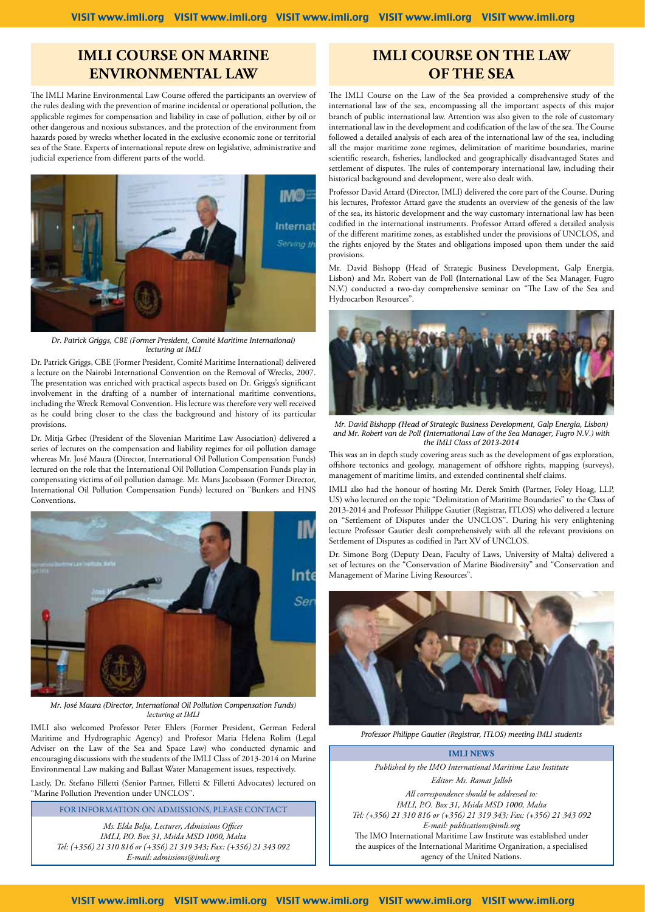## IMLI COURSE ON MARINE ENVIRONMENTAL LAW

The IMLI Marine Environmental Law Course offered the participants an overview of the rules dealing with the prevention of marine incidental or operational pollution, the applicable regimes for compensation and liability in case of pollution, either by oil or other dangerous and noxious substances, and the protection of the environment from hazards posed by wrecks whether located in the exclusive economic zone or territorial sea of the State. Experts of international repute drew on legislative, administrative and judicial experience from different parts of the world.

*Dr. Patrick Griggs, CBE (Former President, Comité Maritime International) lecturing at IMLI*

Dr. Patrick Griggs, CBE (Former President, Comité Maritime International) delivered a lecture on the Nairobi International Convention on the Removal of Wrecks, 2007. The presentation was enriched with practical aspects based on Dr. Griggs's significant involvement in the drafting of a number of international maritime conventions, including the Wreck Removal Convention. His lecture was therefore very well received as he could bring closer to the class the background and history of its particular provisions.

Dr. Mitja Grbec (President of the Slovenian Maritime Law Association) delivered a series of lectures on the compensation and liability regimes for oil pollution damage whereas Mr. José Maura (Director, International Oil Pollution Compensation Funds) lectured on the role that the International Oil Pollution Compensation Funds play in compensating victims of oil pollution damage. Mr. Mans Jacobsson (Former Director, International Oil Pollution Compensation Funds) lectured on "Bunkers and HNS Conventions.

*Mr. José Maura (Director, International Oil Pollution Compensation Funds) lecturing at IMLI*

IMLI also welcomed Professor Peter Ehlers (Former President, German Federal Maritime and Hydrographic Agency) and Profesor Maria Helena Rolim (Legal Adviser on the Law of the Sea and Space Law) who conducted dynamic and encouraging discussions with the students of the IMLI Class of 2013-2014 on Marine Environmental Law making and Ballast Water Management issues, respectively.

Lastly, Dr. Stefano Filletti (Senior Partner, Filletti & Filletti Advocates) lectured on "Marine Pollution Prevention under UNCLOS".

**FOR INFORMATION ON ADMISSIONS, PLEASE CONTACT**

*Ms. Elda Belja, Lecturer, Admissions Officer*
*IMLI, P.O. Box 31, Msida MSD 1000, Malta*
*Tel: (+356) 21 310 816 or (+356) 21 319 343; Fax: (+356) 21 343 092*
*E-mail: admissions@imli.org*

## IMLI COURSE ON THE LAW OF THE SEA

The IMLI Course on the Law of the Sea provided a comprehensive study of the international law of the sea, encompassing all the important aspects of this major branch of public international law. Attention was also given to the role of customary international law in the development and codification of the law of the sea. The Course followed a detailed analysis of each area of the international law of the sea, including all the major maritime zone regimes, delimitation of maritime boundaries, marine scientific research, fisheries, landlocked and geographically disadvantaged States and settlement of disputes. The rules of contemporary international law, including their historical background and development, were also dealt with.

Professor David Attard (Director, IMLI) delivered the core part of the Course. During his lectures, Professor Attard gave the students an overview of the genesis of the law of the sea, its historic development and the way customary international law has been codified in the international instruments. Professor Attard offered a detailed analysis of the different maritime zones, as established under the provisions of UNCLOS, and the rights enjoyed by the States and obligations imposed upon them under the said provisions.

Mr. David Bishopp (Head of Strategic Business Development, Galp Energia, Lisbon) and Mr. Robert van de Poll (International Law of the Sea Manager, Fugro N.V.) conducted a two-day comprehensive seminar on "The Law of the Sea and Hydrocarbon Resources".

*Mr. David Bishopp (Head of Strategic Business Development, Galp Energia, Lisbon) and Mr. Robert van de Poll (International Law of the Sea Manager, Fugro N.V.) with the IMLI Class of 2013-2014*

This was an in depth study covering areas such as the development of gas exploration, offshore tectonics and geology, management of offshore rights, mapping (surveys), management of maritime limits, and extended continental shelf claims.

IMLI also had the honour of hosting Mr. Derek Smith (Partner, Foley Hoag, LLP, US) who lectured on the topic "Delimitation of Maritime Boundaries" to the Class of 2013-2014 and Professor Philippe Gautier (Registrar, ITLOS) who delivered a lecture on "Settlement of Disputes under the UNCLOS". During his very enlightening lecture Professor Gautier dealt comprehensively with all the relevant provisions on Settlement of Disputes as codified in Part XV of UNCLOS.

Dr. Simone Borg (Deputy Dean, Faculty of Laws, University of Malta) delivered a set of lectures on the "Conservation of Marine Biodiversity" and "Conservation and Management of Marine Living Resources".

*Professor Philippe Gautier (Registrar, ITLOS) meeting IMLI students*

**IMLI NEWS**

*Published by the IMO International Maritime Law Institute*
*Editor: Ms. Ramat Jalloh*
*All correspondence should be addressed to:*
*IMLI, P.O. Box 31, Msida MSD 1000, Malta*
*Tel: (+356) 21 310 816 or (+356) 21 319 343; Fax: (+356) 21 343 092*
*E-mail: publications@imli.org*

The IMO International Maritime Law Institute was established under the auspices of the International Maritime Organization, a specialised agency of the United Nations.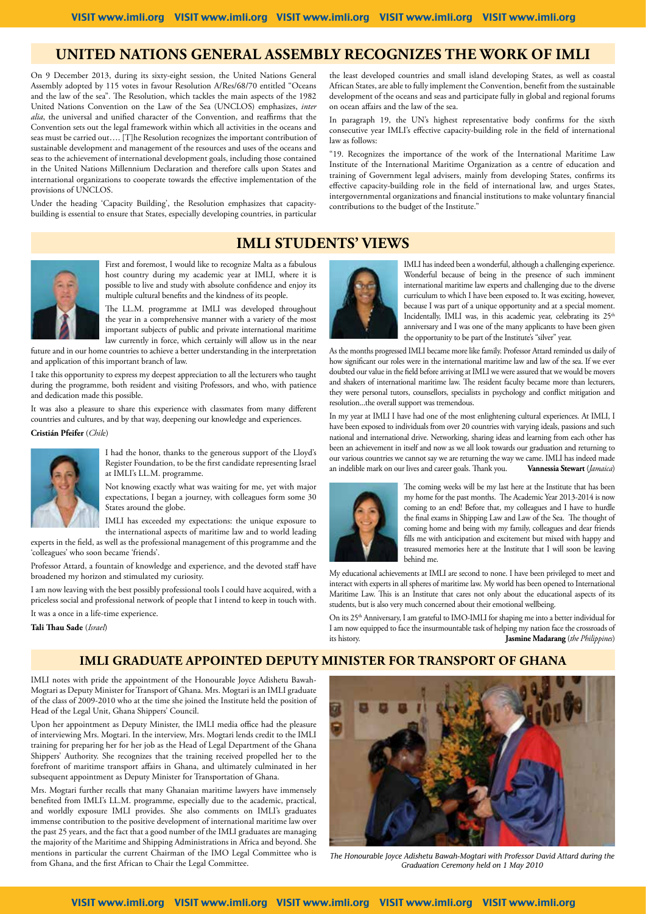## UNITED NATIONS GENERAL ASSEMBLY RECOGNIZES THE WORK OF IMLI

On 9 December 2013, during its sixty-eight session, the United Nations General Assembly adopted by 115 votes in favour Resolution A/Res/68/70 entitled "Oceans and the law of the sea". The Resolution, which tackles the main aspects of the 1982 United Nations Convention on the Law of the Sea (UNCLOS) emphasizes, *inter alia*, the universal and unified character of the Convention, and reaffirms that the Convention sets out the legal framework within which all activities in the oceans and seas must be carried out…. [T]he Resolution recognizes the important contribution of sustainable development and management of the resources and uses of the oceans and seas to the achievement of international development goals, including those contained in the United Nations Millennium Declaration and therefore calls upon States and international organizations to cooperate towards the effective implementation of the provisions of UNCLOS.

Under the heading 'Capacity Building', the Resolution emphasizes that capacity-building is essential to ensure that States, especially developing countries, in particular the least developed countries and small island developing States, as well as coastal African States, are able to fully implement the Convention, benefit from the sustainable development of the oceans and seas and participate fully in global and regional forums on ocean affairs and the law of the sea.

In paragraph 19, the UN's highest representative body confirms for the sixth consecutive year IMLI's effective capacity-building role in the field of international law as follows:

"19. Recognizes the importance of the work of the International Maritime Law Institute of the International Maritime Organization as a centre of education and training of Government legal advisers, mainly from developing States, confirms its effective capacity-building role in the field of international law, and urges States, intergovernmental organizations and financial institutions to make voluntary financial contributions to the budget of the Institute."

## IMLI STUDENTS' VIEWS

First and foremost, I would like to recognize Malta as a fabulous host country during my academic year at IMLI, where it is possible to live and study with absolute confidence and enjoy its multiple cultural benefits and the kindness of its people.

The LL.M. programme at IMLI was developed throughout the year in a comprehensive manner with a variety of the most important subjects of public and private international maritime law currently in force, which certainly will allow us in the near future and in our home countries to achieve a better understanding in the interpretation and application of this important branch of law.

I take this opportunity to express my deepest appreciation to all the lecturers who taught during the programme, both resident and visiting Professors, and who, with patience and dedication made this possible.

It was also a pleasure to share this experience with classmates from many different countries and cultures, and by that way, deepening our knowledge and experiences.

**Cristián Pfeifer** (*Chile*)

I had the honor, thanks to the generous support of the Lloyd's Register Foundation, to be the first candidate representing Israel at IMLI's LL.M. programme.

Not knowing exactly what was waiting for me, yet with major expectations, I began a journey, with colleagues form some 30 States around the globe.

IMLI has exceeded my expectations: the unique exposure to the international aspects of maritime law and to world leading experts in the field, as well as the professional management of this programme and the 'colleagues' who soon became 'friends'.

Professor Attard, a fountain of knowledge and experience, and the devoted staff have broadened my horizon and stimulated my curiosity.

I am now leaving with the best possibly professional tools I could have acquired, with a priceless social and professional network of people that I intend to keep in touch with.

It was a once in a life-time experience.

**Tali Thau Sade** (*Israel*)

IMLI has indeed been a wonderful, although a challenging experience. Wonderful because of being in the presence of such imminent international maritime law experts and challenging due to the diverse curriculum to which I have been exposed to. It was exciting, however, because I was part of a unique opportunity and at a special moment. Incidentally, IMLI was, in this academic year, celebrating its 25th anniversary and I was one of the many applicants to have been given the opportunity to be part of the Institute's "silver" year.

As the months progressed IMLI became more like family. Professor Attard reminded us daily of how significant our roles were in the international maritime law and law of the sea. If we ever doubted our value in the field before arriving at IMLI we were assured that we would be movers and shakers of international maritime law. The resident faculty became more than lecturers, they were personal tutors, counsellors, specialists in psychology and conflict mitigation and resolution...the overall support was tremendous.

In my year at IMLI I have had one of the most enlightening cultural experiences. At IMLI, I have been exposed to individuals from over 20 countries with varying ideals, passions and such national and international drive. Networking, sharing ideas and learning from each other has been an achievement in itself and now as we all look towards our graduation and returning to our various countries we cannot say we are returning the way we came. IMLI has indeed made an indelible mark on our lives and career goals. Thank you. **Vannessia Stewart** (*Jamaica*)

The coming weeks will be my last here at the Institute that has been my home for the past months. The Academic Year 2013-2014 is now coming to an end! Before that, my colleagues and I have to hurdle the final exams in Shipping Law and Law of the Sea. The thought of coming home and being with my family, colleagues and dear friends fills me with anticipation and excitement but mixed with happy and treasured memories here at the Institute that I will soon be leaving behind me.

My educational achievements at IMLI are second to none. I have been privileged to meet and interact with experts in all spheres of maritime law. My world has been opened to International Maritime Law. This is an Institute that cares not only about the educational aspects of its students, but is also very much concerned about their emotional wellbeing.

On its 25th Anniversary, I am grateful to IMO-IMLI for shaping me into a better individual for I am now equipped to face the insurmountable task of helping my nation face the crossroads of its history. **Jasmine Madarang** (*the Philippines*)

## IMLI GRADUATE APPOINTED DEPUTY MINISTER FOR TRANSPORT OF GHANA

IMLI notes with pride the appointment of the Honourable Joyce Adishetu Bawah-Mogtari as Deputy Minister for Transport of Ghana. Mrs. Mogtari is an IMLI graduate of the class of 2009-2010 who at the time she joined the Institute held the position of Head of the Legal Unit, Ghana Shippers' Council.

Upon her appointment as Deputy Minister, the IMLI media office had the pleasure of interviewing Mrs. Mogtari. In the interview, Mrs. Mogtari lends credit to the IMLI training for preparing her for her job as the Head of Legal Department of the Ghana Shippers' Authority. She recognizes that the training received propelled her to the forefront of maritime transport affairs in Ghana, and ultimately culminated in her subsequent appointment as Deputy Minister for Transportation of Ghana.

Mrs. Mogtari further recalls that many Ghanaian maritime lawyers have immensely benefited from IMLI's LL.M. programme, especially due to the academic, practical, and worldly exposure IMLI provides. She also comments on IMLI's graduates immense contribution to the positive development of international maritime law over the past 25 years, and the fact that a good number of the IMLI graduates are managing the majority of the Maritime and Shipping Administrations in Africa and beyond. She mentions in particular the current Chairman of the IMO Legal Committee who is from Ghana, and the first African to Chair the Legal Committee.

*The Honourable Joyce Adishetu Bawah-Mogtari with Professor David Attard during the Graduation Ceremony held on 1 May 2010*